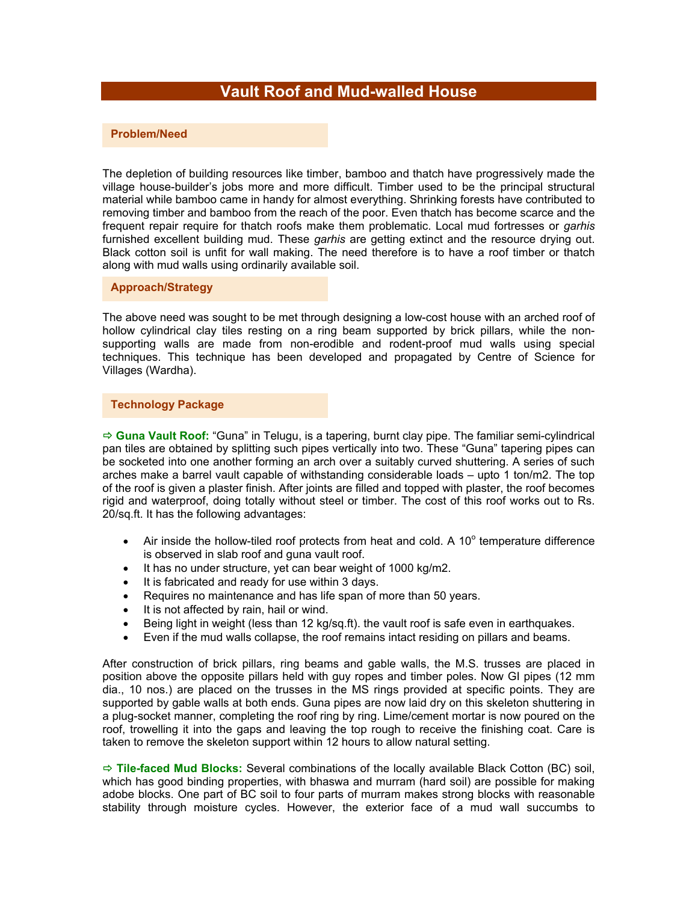# Vault Roof and Mud-walled House

## Problem/Need

The depletion of building resources like timber, bamboo and thatch have progressively made the village house-builder's jobs more and more difficult. Timber used to be the principal structural material while bamboo came in handy for almost everything. Shrinking forests have contributed to removing timber and bamboo from the reach of the poor. Even thatch has become scarce and the frequent repair require for thatch roofs make them problematic. Local mud fortresses or *garhis* furnished excellent building mud. These *garhis* are getting extinct and the resource drying out. Black cotton soil is unfit for wall making. The need therefore is to have a roof timber or thatch along with mud walls using ordinarily available soil.

## Approach/Strategy

The above need was sought to be met through designing a low-cost house with an arched roof of hollow cylindrical clay tiles resting on a ring beam supported by brick pillars, while the non-supporting walls are made from non-erodible and rodent-proof mud walls using special techniques. This technique has been developed and propagated by Centre of Science for Villages (Wardha).

## Technology Package

⇨ **Guna Vault Roof:** "Guna" in Telugu, is a tapering, burnt clay pipe. The familiar semi-cylindrical pan tiles are obtained by splitting such pipes vertically into two. These "Guna" tapering pipes can be socketed into one another forming an arch over a suitably curved shuttering. A series of such arches make a barrel vault capable of withstanding considerable loads – upto 1 ton/m2. The top of the roof is given a plaster finish. After joints are filled and topped with plaster, the roof becomes rigid and waterproof, doing totally without steel or timber. The cost of this roof works out to Rs. 20/sq.ft. It has the following advantages:

- Air inside the hollow-tiled roof protects from heat and cold. A $10^{o}$ temperature difference is observed in slab roof and guna vault roof.
- It has no under structure, yet can bear weight of 1000 kg/m2.
- It is fabricated and ready for use within 3 days.
- Requires no maintenance and has life span of more than 50 years.
- It is not affected by rain, hail or wind.
- Being light in weight (less than 12 kg/sq.ft). the vault roof is safe even in earthquakes.
- Even if the mud walls collapse, the roof remains intact residing on pillars and beams.

After construction of brick pillars, ring beams and gable walls, the M.S. trusses are placed in position above the opposite pillars held with guy ropes and timber poles. Now GI pipes (12 mm dia., 10 nos.) are placed on the trusses in the MS rings provided at specific points. They are supported by gable walls at both ends. Guna pipes are now laid dry on this skeleton shuttering in a plug-socket manner, completing the roof ring by ring. Lime/cement mortar is now poured on the roof, trowelling it into the gaps and leaving the top rough to receive the finishing coat. Care is taken to remove the skeleton support within 12 hours to allow natural setting.

⇨ **Tile-faced Mud Blocks:** Several combinations of the locally available Black Cotton (BC) soil, which has good binding properties, with bhaswa and murram (hard soil) are possible for making adobe blocks. One part of BC soil to four parts of murram makes strong blocks with reasonable stability through moisture cycles. However, the exterior face of a mud wall succumbs to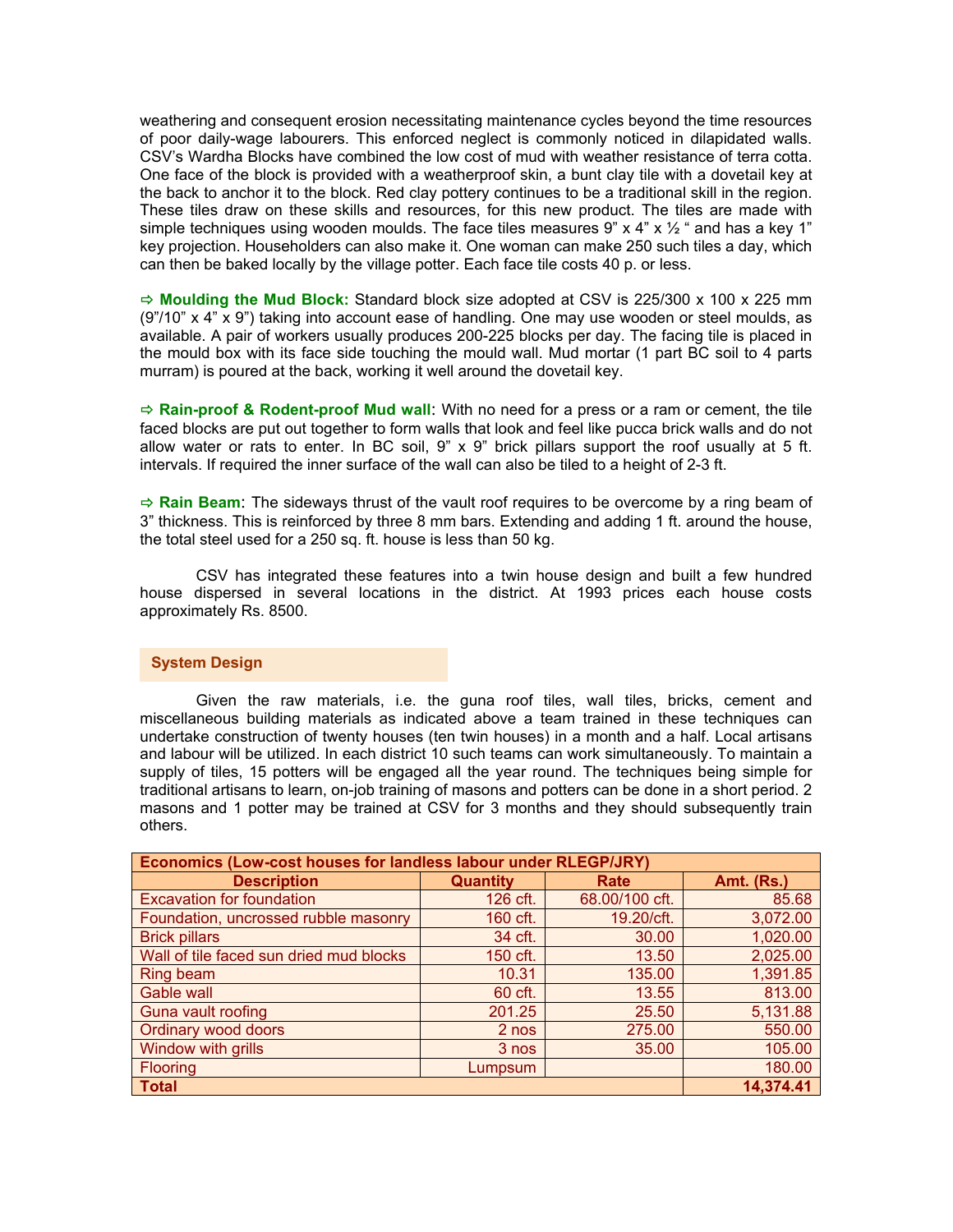weathering and consequent erosion necessitating maintenance cycles beyond the time resources of poor daily-wage labourers. This enforced neglect is commonly noticed in dilapidated walls. CSV's Wardha Blocks have combined the low cost of mud with weather resistance of terra cotta. One face of the block is provided with a weatherproof skin, a bunt clay tile with a dovetail key at the back to anchor it to the block. Red clay pottery continues to be a traditional skill in the region. These tiles draw on these skills and resources, for this new product. The tiles are made with simple techniques using wooden moulds. The face tiles measures 9" x 4" x ½ " and has a key 1" key projection. Householders can also make it. One woman can make 250 such tiles a day, which can then be baked locally by the village potter. Each face tile costs 40 p. or less.

⇨ **Moulding the Mud Block:** Standard block size adopted at CSV is 225/300 x 100 x 225 mm (9"/10" x 4" x 9") taking into account ease of handling. One may use wooden or steel moulds, as available. A pair of workers usually produces 200-225 blocks per day. The facing tile is placed in the mould box with its face side touching the mould wall. Mud mortar (1 part BC soil to 4 parts murram) is poured at the back, working it well around the dovetail key.

⇨ **Rain-proof & Rodent-proof Mud wall**: With no need for a press or a ram or cement, the tile faced blocks are put out together to form walls that look and feel like pucca brick walls and do not allow water or rats to enter. In BC soil, 9" x 9" brick pillars support the roof usually at 5 ft. intervals. If required the inner surface of the wall can also be tiled to a height of 2-3 ft.

⇨ **Rain Beam**: The sideways thrust of the vault roof requires to be overcome by a ring beam of 3" thickness. This is reinforced by three 8 mm bars. Extending and adding 1 ft. around the house, the total steel used for a 250 sq. ft. house is less than 50 kg.

CSV has integrated these features into a twin house design and built a few hundred house dispersed in several locations in the district. At 1993 prices each house costs approximately Rs. 8500.

## System Design

Given the raw materials, i.e. the guna roof tiles, wall tiles, bricks, cement and miscellaneous building materials as indicated above a team trained in these techniques can undertake construction of twenty houses (ten twin houses) in a month and a half. Local artisans and labour will be utilized. In each district 10 such teams can work simultaneously. To maintain a supply of tiles, 15 potters will be engaged all the year round. The techniques being simple for traditional artisans to learn, on-job training of masons and potters can be done in a short period. 2 masons and 1 potter may be trained at CSV for 3 months and they should subsequently train others.

| Economics (Low-cost houses for landless labour under RLEGP/JRY) | | | |
|---|---|---|---|
| **Description** | **Quantity** | **Rate** | **Amt. (Rs.)** |
| Excavation for foundation | 126 cft. | 68.00/100 cft. | 85.68 |
| Foundation, uncrossed rubble masonry | 160 cft. | 19.20/cft. | 3,072.00 |
| Brick pillars | 34 cft. | 30.00 | 1,020.00 |
| Wall of tile faced sun dried mud blocks | 150 cft. | 13.50 | 2,025.00 |
| Ring beam | 10.31 | 135.00 | 1,391.85 |
| Gable wall | 60 cft. | 13.55 | 813.00 |
| Guna vault roofing | 201.25 | 25.50 | 5,131.88 |
| Ordinary wood doors | 2 nos | 275.00 | 550.00 |
| Window with grills | 3 nos | 35.00 | 105.00 |
| Flooring | Lumpsum | | 180.00 |
| **Total** | | | **14,374.41** |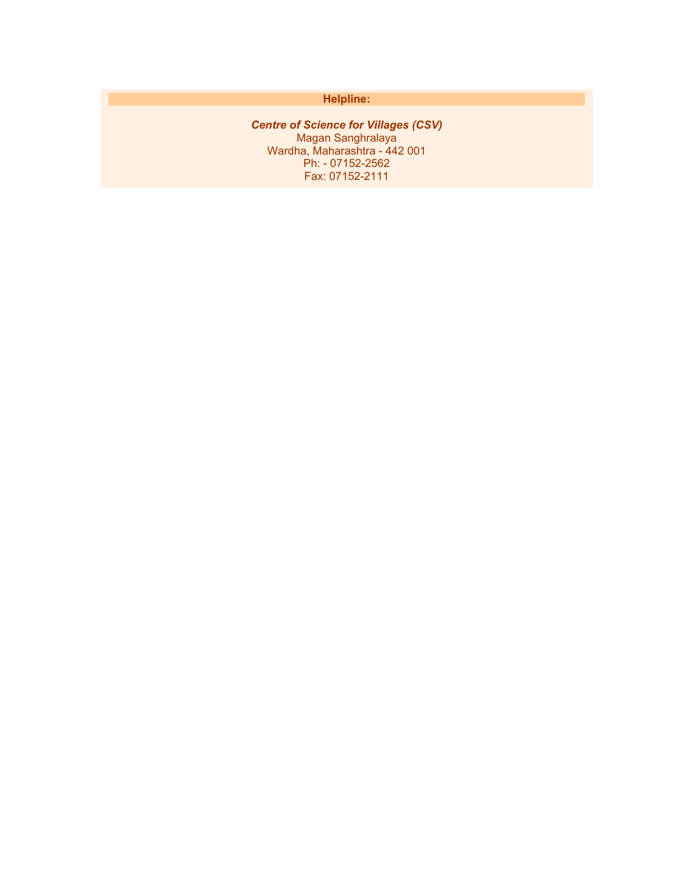**Helpline:**

***Centre of Science for Villages (CSV)***
Magan Sanghralaya
Wardha, Maharashtra - 442 001
Ph: - 07152-2562
Fax: 07152-2111